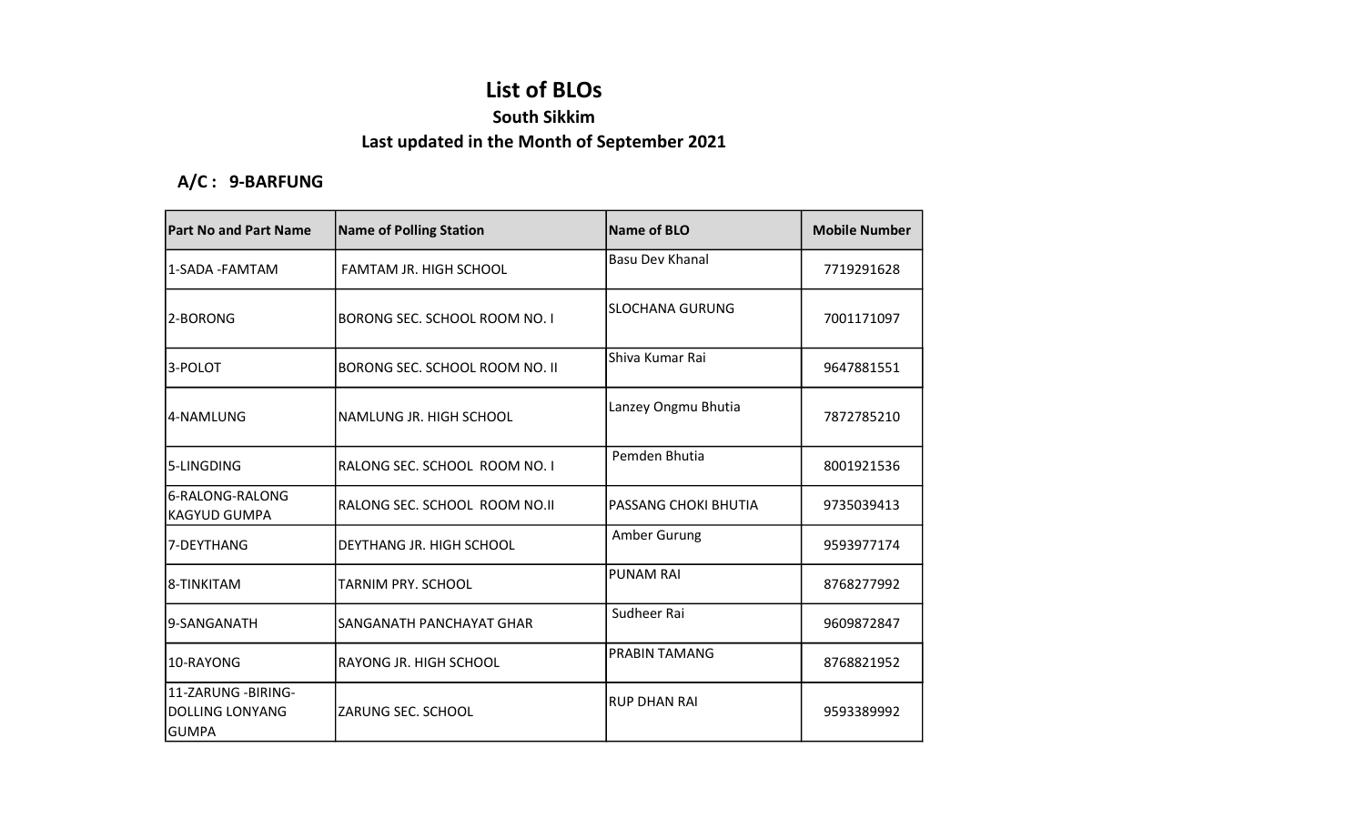# List of BLOs

### South Sikkim

### Last updated in the Month of September 2021

**A/C : 9-BARFUNG**

| Part No and Part Name | Name of Polling Station | Name of BLO | Mobile Number |
|---|---|---|---|
| 1-SADA -FAMTAM | FAMTAM JR. HIGH SCHOOL | Basu Dev Khanal | 7719291628 |
| 2-BORONG | BORONG SEC. SCHOOL ROOM NO. I | SLOCHANA GURUNG | 7001171097 |
| 3-POLOT | BORONG SEC. SCHOOL ROOM NO. II | Shiva Kumar Rai | 9647881551 |
| 4-NAMLUNG | NAMLUNG JR. HIGH SCHOOL | Lanzey Ongmu Bhutia | 7872785210 |
| 5-LINGDING | RALONG SEC. SCHOOL ROOM NO. I | Pemden Bhutia | 8001921536 |
| 6-RALONG-RALONG KAGYUD GUMPA | RALONG SEC. SCHOOL ROOM NO.II | PASSANG CHOKI BHUTIA | 9735039413 |
| 7-DEYTHANG | DEYTHANG JR. HIGH SCHOOL | Amber Gurung | 9593977174 |
| 8-TINKITAM | TARNIM PRY. SCHOOL | PUNAM RAI | 8768277992 |
| 9-SANGANATH | SANGANATH PANCHAYAT GHAR | Sudheer Rai | 9609872847 |
| 10-RAYONG | RAYONG JR. HIGH SCHOOL | PRABIN TAMANG | 8768821952 |
| 11-ZARUNG -BIRING-DOLLING LONYANG GUMPA | ZARUNG SEC. SCHOOL | RUP DHAN RAI | 9593389992 |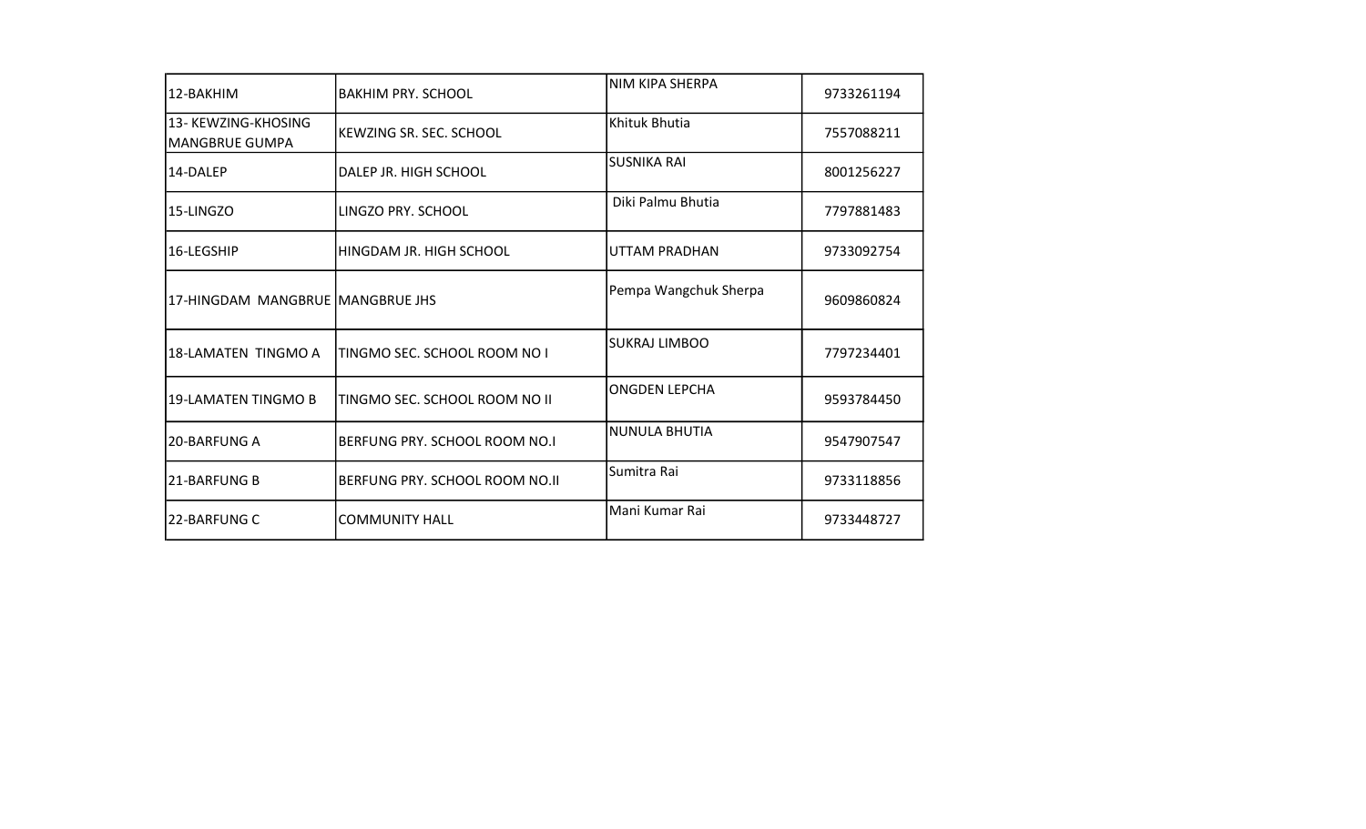| | | | |
|---|---|---|---|
| 12-BAKHIM | BAKHIM PRY. SCHOOL | NIM KIPA SHERPA | 9733261194 |
| 13- KEWZING-KHOSING MANGBRUE GUMPA | KEWZING SR. SEC. SCHOOL | Khituk Bhutia | 7557088211 |
| 14-DALEP | DALEP JR. HIGH SCHOOL | SUSNIKA RAI | 8001256227 |
| 15-LINGZO | LINGZO PRY. SCHOOL | Diki Palmu Bhutia | 7797881483 |
| 16-LEGSHIP | HINGDAM JR. HIGH SCHOOL | UTTAM PRADHAN | 9733092754 |
| 17-HINGDAM MANGBRUE | MANGBRUE JHS | Pempa Wangchuk Sherpa | 9609860824 |
| 18-LAMATEN TINGMO A | TINGMO SEC. SCHOOL ROOM NO I | SUKRAJ LIMBOO | 7797234401 |
| 19-LAMATEN TINGMO B | TINGMO SEC. SCHOOL ROOM NO II | ONGDEN LEPCHA | 9593784450 |
| 20-BARFUNG A | BERFUNG PRY. SCHOOL ROOM NO.I | NUNULA BHUTIA | 9547907547 |
| 21-BARFUNG B | BERFUNG PRY. SCHOOL ROOM NO.II | Sumitra Rai | 9733118856 |
| 22-BARFUNG C | COMMUNITY HALL | Mani Kumar Rai | 9733448727 |